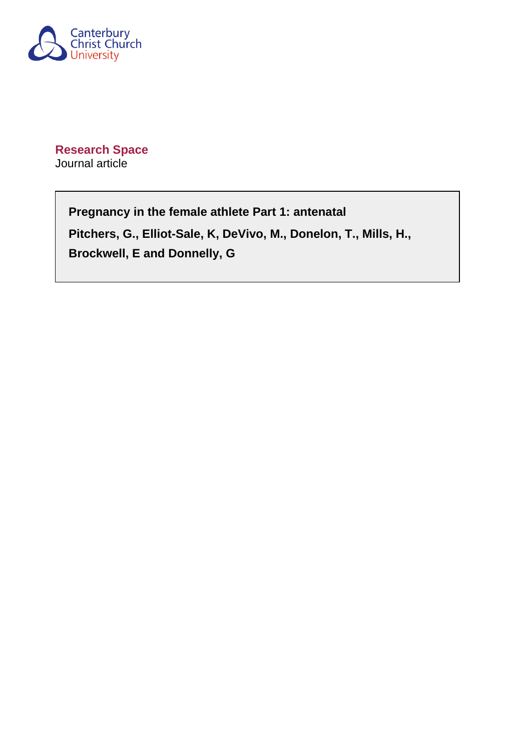Canterbury Christ Church University

**Research Space**
Journal article

**Pregnancy in the female athlete Part 1: antenatal**

**Pitchers, G., Elliot-Sale, K, DeVivo, M., Donelon, T., Mills, H., Brockwell, E and Donnelly, G**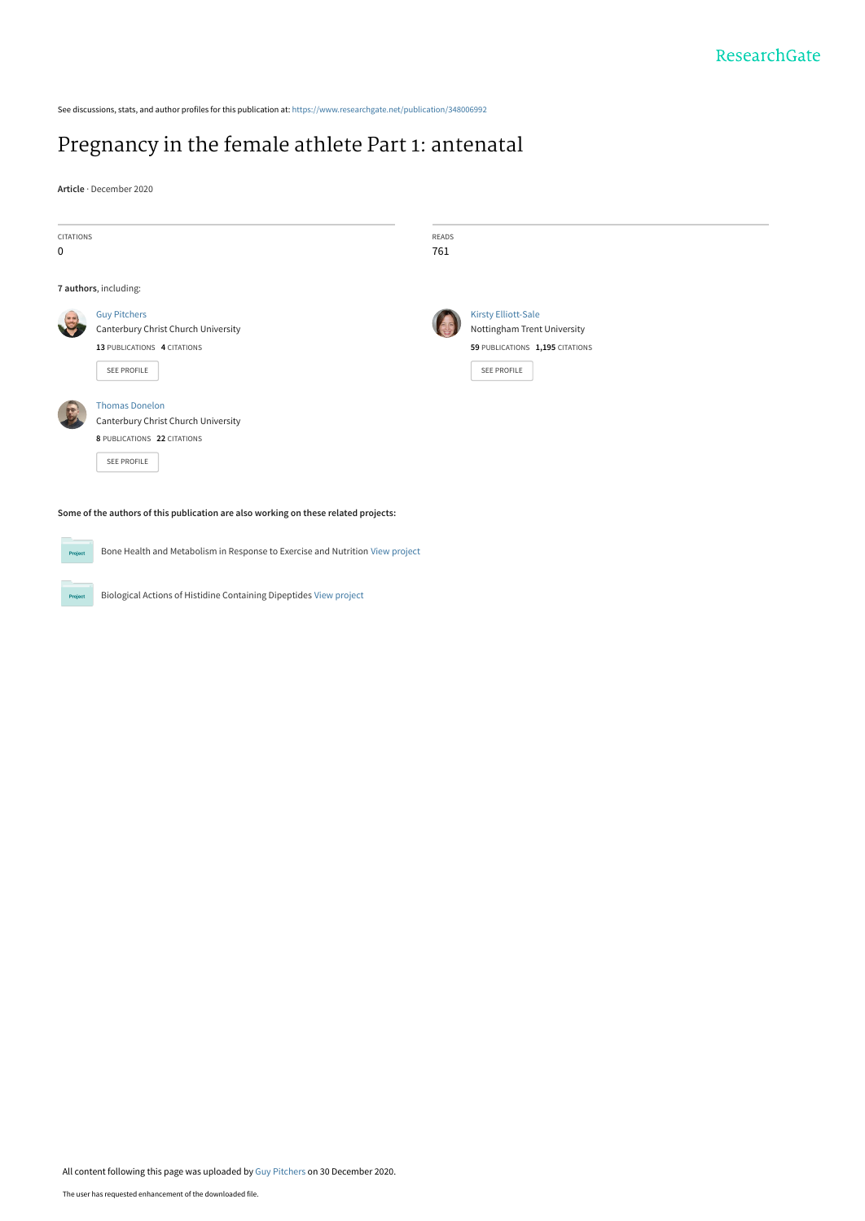See discussions, stats, and author profiles for this publication at: https://www.researchgate.net/publication/348006992

# Pregnancy in the female athlete Part 1: antenatal

**Article** · December 2020

| CITATIONS | READS |
|---|---|
| 0 | 761 |

**7 authors**, including:

Guy Pitchers
Canterbury Christ Church University
**13** PUBLICATIONS **4** CITATIONS

Kirsty Elliott-Sale
Nottingham Trent University
**59** PUBLICATIONS **1,195** CITATIONS

Thomas Donelon
Canterbury Christ Church University
**8** PUBLICATIONS **22** CITATIONS

**Some of the authors of this publication are also working on these related projects:**

Bone Health and Metabolism in Response to Exercise and Nutrition View project

Biological Actions of Histidine Containing Dipeptides View project

All content following this page was uploaded by Guy Pitchers on 30 December 2020.

The user has requested enhancement of the downloaded file.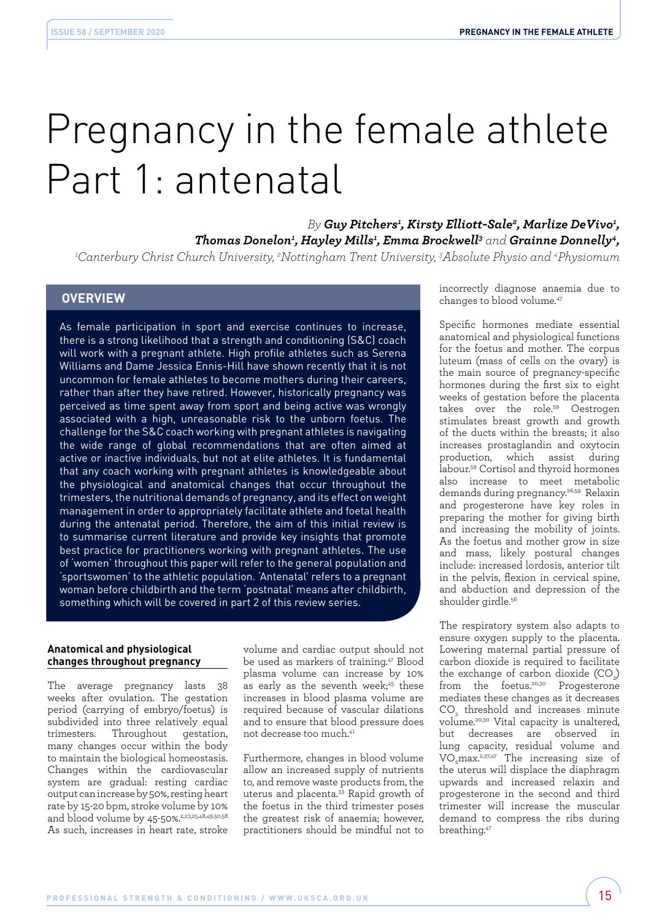# Pregnancy in the female athlete Part 1: antenatal

*By* ***Guy Pitchers[1], Kirsty Elliott-Sale[2], Marlize DeVivo[1], Thomas Donelon[1], Hayley Mills[1], Emma Brockwell[3]*** *and* ***Grainne Donnelly[4],***

*[1]Canterbury Christ Church University, [2]Nottingham Trent University, [3]Absolute Physio and [4]Physiomum*

## OVERVIEW

As female participation in sport and exercise continues to increase, there is a strong likelihood that a strength and conditioning (S&C) coach will work with a pregnant athlete. High profile athletes such as Serena Williams and Dame Jessica Ennis-Hill have shown recently that it is not uncommon for female athletes to become mothers during their careers, rather than after they have retired. However, historically pregnancy was perceived as time spent away from sport and being active was wrongly associated with a high, unreasonable risk to the unborn foetus. The challenge for the S&C coach working with pregnant athletes is navigating the wide range of global recommendations that are often aimed at active or inactive individuals, but not at elite athletes. It is fundamental that any coach working with pregnant athletes is knowledgeable about the physiological and anatomical changes that occur throughout the trimesters, the nutritional demands of pregnancy, and its effect on weight management in order to appropriately facilitate athlete and foetal health during the antenatal period. Therefore, the aim of this initial review is to summarise current literature and provide key insights that promote best practice for practitioners working with pregnant athletes. The use of 'women' throughout this paper will refer to the general population and 'sportswomen' to the athletic population. 'Antenatal' refers to a pregnant woman before childbirth and the term 'postnatal' means after childbirth, something which will be covered in part 2 of this review series.

### Anatomical and physiological changes throughout pregnancy

The average pregnancy lasts 38 weeks after ovulation. The gestation period (carrying of embryo/foetus) is subdivided into three relatively equal trimesters. Throughout gestation, many changes occur within the body to maintain the biological homeostasis. Changes within the cardiovascular system are gradual: resting cardiac output can increase by 50%, resting heart rate by 15-20 bpm, stroke volume by 10% and blood volume by 45-50%.[2,23,25,48,49,50,58] As such, increases in heart rate, stroke volume and cardiac output should not be used as markers of training.[47] Blood plasma volume can increase by 10% as early as the seventh week;[45] these increases in blood plasma volume are required because of vascular dilations and to ensure that blood pressure does not decrease too much.[41]

Furthermore, changes in blood volume allow an increased supply of nutrients to, and remove waste products from, the uterus and placenta.[33] Rapid growth of the foetus in the third trimester poses the greatest risk of anaemia; however, practitioners should be mindful not to incorrectly diagnose anaemia due to changes to blood volume.[47]

Specific hormones mediate essential anatomical and physiological functions for the foetus and mother. The corpus luteum (mass of cells on the ovary) is the main source of pregnancy-specific hormones during the first six to eight weeks of gestation before the placenta takes over the role.[59] Oestrogen stimulates breast growth and growth of the ducts within the breasts; it also increases prostaglandin and oxytocin production, which assist during labour.[59] Cortisol and thyroid hormones also increase to meet metabolic demands during pregnancy.[26,59] Relaxin and progesterone have key roles in preparing the mother for giving birth and increasing the mobility of joints. As the foetus and mother grow in size and mass, likely postural changes include: increased lordosis, anterior tilt in the pelvis, flexion in cervical spine, and abduction and depression of the shoulder girdle.[56]

The respiratory system also adapts to ensure oxygen supply to the placenta. Lowering maternal partial pressure of carbon dioxide is required to facilitate the exchange of carbon dioxide ($CO_2$) from the foetus.[20,30] Progesterone mediates these changes as it decreases $CO_2$ threshold and increases minute volume.[20,30] Vital capacity is unaltered, but decreases are observed in lung capacity, residual volume and $VO_2max$.[2,37,47] The increasing size of the uterus will displace the diaphragm upwards and increased relaxin and progesterone in the second and third trimester will increase the muscular demand to compress the ribs during breathing.[47]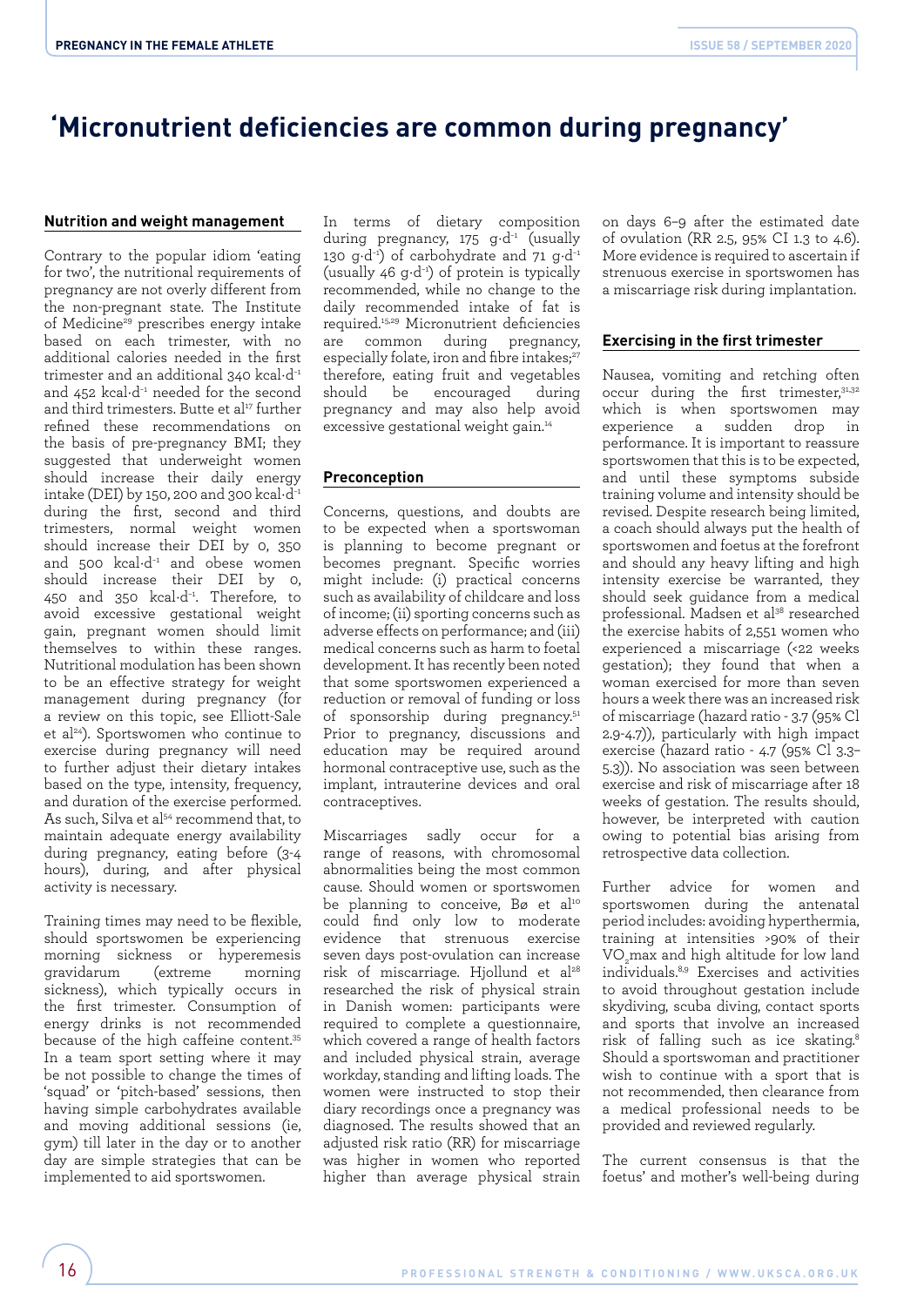## ‘Micronutrient deficiencies are common during pregnancy’

### Nutrition and weight management

Contrary to the popular idiom ‘eating for two’, the nutritional requirements of pregnancy are not overly different from the non-pregnant state. The Institute of Medicine[29] prescribes energy intake based on each trimester, with no additional calories needed in the first trimester and an additional 340 kcal·d$^{-1}$ and 452 kcal·d$^{-1}$ needed for the second and third trimesters. Butte et al[17] further refined these recommendations on the basis of pre-pregnancy BMI; they suggested that underweight women should increase their daily energy intake (DEI) by 150, 200 and 300 kcal·d$^{-1}$ during the first, second and third trimesters, normal weight women should increase their DEI by 0, 350 and 500 kcal·d$^{-1}$ and obese women should increase their DEI by 0, 450 and 350 kcal·d$^{-1}$. Therefore, to avoid excessive gestational weight gain, pregnant women should limit themselves to within these ranges. Nutritional modulation has been shown to be an effective strategy for weight management during pregnancy (for a review on this topic, see Elliott-Sale et al[24]). Sportswomen who continue to exercise during pregnancy will need to further adjust their dietary intakes based on the type, intensity, frequency, and duration of the exercise performed. As such, Silva et al[54] recommend that, to maintain adequate energy availability during pregnancy, eating before (3-4 hours), during, and after physical activity is necessary.

Training times may need to be flexible, should sportswomen be experiencing morning sickness or hyperemesis gravidarum (extreme morning sickness), which typically occurs in the first trimester. Consumption of energy drinks is not recommended because of the high caffeine content.[35] In a team sport setting where it may be not possible to change the times of ‘squad’ or ‘pitch-based’ sessions, then having simple carbohydrates available and moving additional sessions (ie, gym) till later in the day or to another day are simple strategies that can be implemented to aid sportswomen.

In terms of dietary composition during pregnancy, 175 g·d$^{-1}$ (usually 130 g·d$^{-1}$) of carbohydrate and 71 g·d$^{-1}$ (usually 46 g·d$^{-1}$) of protein is typically recommended, while no change to the daily recommended intake of fat is required.[15,29] Micronutrient deficiencies are common during pregnancy, especially folate, iron and fibre intakes;[27] therefore, eating fruit and vegetables should be encouraged during pregnancy and may also help avoid excessive gestational weight gain.[14]

### Preconception

Concerns, questions, and doubts are to be expected when a sportswoman is planning to become pregnant or becomes pregnant. Specific worries might include: (i) practical concerns such as availability of childcare and loss of income; (ii) sporting concerns such as adverse effects on performance; and (iii) medical concerns such as harm to foetal development. It has recently been noted that some sportswomen experienced a reduction or removal of funding or loss of sponsorship during pregnancy.[51] Prior to pregnancy, discussions and education may be required around hormonal contraceptive use, such as the implant, intrauterine devices and oral contraceptives.

Miscarriages sadly occur for a range of reasons, with chromosomal abnormalities being the most common cause. Should women or sportswomen be planning to conceive, Bø et al[10] could find only low to moderate evidence that strenuous exercise seven days post-ovulation can increase risk of miscarriage. Hjollund et al[28] researched the risk of physical strain in Danish women: participants were required to complete a questionnaire, which covered a range of health factors and included physical strain, average workday, standing and lifting loads. The women were instructed to stop their diary recordings once a pregnancy was diagnosed. The results showed that an adjusted risk ratio (RR) for miscarriage was higher in women who reported higher than average physical strain on days 6–9 after the estimated date of ovulation (RR 2.5, 95% CI 1.3 to 4.6). More evidence is required to ascertain if strenuous exercise in sportswomen has a miscarriage risk during implantation.

### Exercising in the first trimester

Nausea, vomiting and retching often occur during the first trimester,[31,32] which is when sportswomen may experience a sudden drop in performance. It is important to reassure sportswomen that this is to be expected, and until these symptoms subside training volume and intensity should be revised. Despite research being limited, a coach should always put the health of sportswomen and foetus at the forefront and should any heavy lifting and high intensity exercise be warranted, they should seek guidance from a medical professional. Madsen et al[38] researched the exercise habits of 2,551 women who experienced a miscarriage (<22 weeks gestation); they found that when a woman exercised for more than seven hours a week there was an increased risk of miscarriage (hazard ratio - 3.7 (95% Cl 2.9-4.7)), particularly with high impact exercise (hazard ratio - 4.7 (95% Cl 3.3–5.3)). No association was seen between exercise and risk of miscarriage after 18 weeks of gestation. The results should, however, be interpreted with caution owing to potential bias arising from retrospective data collection.

Further advice for women and sportswomen during the antenatal period includes: avoiding hyperthermia, training at intensities >90% of their $VO_2$max and high altitude for low land individuals.[8,9] Exercises and activities to avoid throughout gestation include skydiving, scuba diving, contact sports and sports that involve an increased risk of falling such as ice skating.[8] Should a sportswoman and practitioner wish to continue with a sport that is not recommended, then clearance from a medical professional needs to be provided and reviewed regularly.

The current consensus is that the foetus’ and mother’s well-being during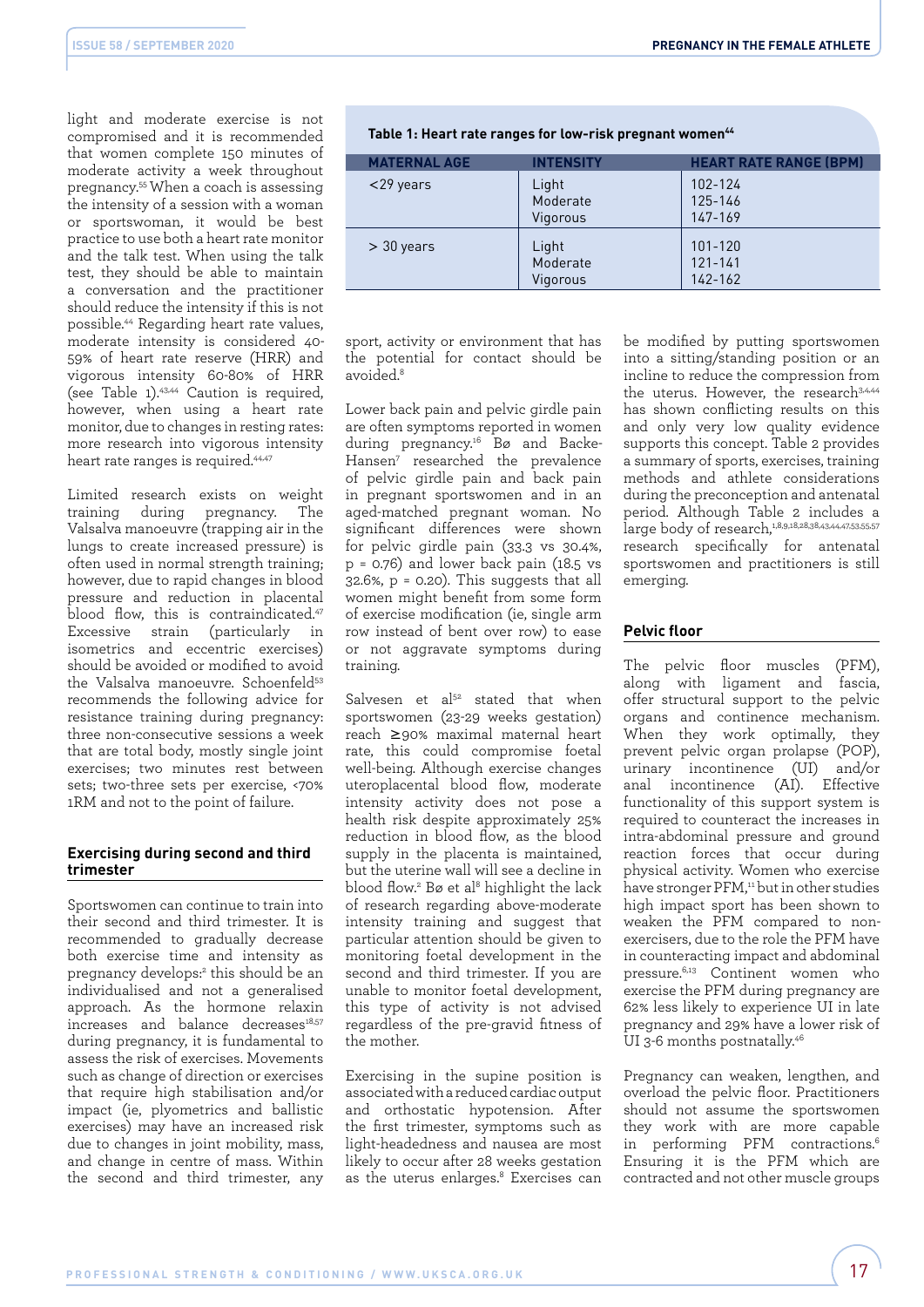light and moderate exercise is not compromised and it is recommended that women complete 150 minutes of moderate activity a week throughout pregnancy.[55] When a coach is assessing the intensity of a session with a woman or sportswoman, it would be best practice to use both a heart rate monitor and the talk test. When using the talk test, they should be able to maintain a conversation and the practitioner should reduce the intensity if this is not possible.[44] Regarding heart rate values, moderate intensity is considered 40-59% of heart rate reserve (HRR) and vigorous intensity 60-80% of HRR (see Table 1).[43,44] Caution is required, however, when using a heart rate monitor, due to changes in resting rates: more research into vigorous intensity heart rate ranges is required.[44,47]

**Table 1: Heart rate ranges for low-risk pregnant women[44]**

| MATERNAL AGE | INTENSITY | HEART RATE RANGE (BPM) |
|---|---|---|
| <29 years | Light<br>Moderate<br>Vigorous | 102-124<br>125-146<br>147-169 |
| > 30 years | Light<br>Moderate<br>Vigorous | 101-120<br>121-141<br>142-162 |

Limited research exists on weight training during pregnancy. The Valsalva manoeuvre (trapping air in the lungs to create increased pressure) is often used in normal strength training; however, due to rapid changes in blood pressure and reduction in placental blood flow, this is contraindicated.[47] Excessive strain (particularly in isometrics and eccentric exercises) should be avoided or modified to avoid the Valsalva manoeuvre. Schoenfeld[53] recommends the following advice for resistance training during pregnancy: three non-consecutive sessions a week that are total body, mostly single joint exercises; two minutes rest between sets; two-three sets per exercise, <70% 1RM and not to the point of failure.

### Exercising during second and third trimester

Sportswomen can continue to train into their second and third trimester. It is recommended to gradually decrease both exercise time and intensity as pregnancy develops:[2] this should be an individualised and not a generalised approach. As the hormone relaxin increases and balance decreases[18,57] during pregnancy, it is fundamental to assess the risk of exercises. Movements such as change of direction or exercises that require high stabilisation and/or impact (ie, plyometrics and ballistic exercises) may have an increased risk due to changes in joint mobility, mass, and change in centre of mass. Within the second and third trimester, any sport, activity or environment that has the potential for contact should be avoided.[8]

Lower back pain and pelvic girdle pain are often symptoms reported in women during pregnancy.[16] Bø and Backe-Hansen[7] researched the prevalence of pelvic girdle pain and back pain in pregnant sportswomen and in an aged-matched pregnant woman. No significant differences were shown for pelvic girdle pain (33.3 vs 30.4%, p = 0.76) and lower back pain (18.5 vs 32.6%, p = 0.20). This suggests that all women might benefit from some form of exercise modification (ie, single arm row instead of bent over row) to ease or not aggravate symptoms during training.

Salvesen et al[52] stated that when sportswomen (23-29 weeks gestation) reach ≥90% maximal maternal heart rate, this could compromise foetal well-being. Although exercise changes uteroplacental blood flow, moderate intensity activity does not pose a health risk despite approximately 25% reduction in blood flow, as the blood supply in the placenta is maintained, but the uterine wall will see a decline in blood flow.[2] Bø et al[8] highlight the lack of research regarding above-moderate intensity training and suggest that particular attention should be given to monitoring foetal development in the second and third trimester. If you are unable to monitor foetal development, this type of activity is not advised regardless of the pre-gravid fitness of the mother.

Exercising in the supine position is associated with a reduced cardiac output and orthostatic hypotension. After the first trimester, symptoms such as light-headedness and nausea are most likely to occur after 28 weeks gestation as the uterus enlarges.[8] Exercises can be modified by putting sportswomen into a sitting/standing position or an incline to reduce the compression from the uterus. However, the research[3,4,44] has shown conflicting results on this and only very low quality evidence supports this concept. Table 2 provides a summary of sports, exercises, training methods and athlete considerations during the preconception and antenatal period. Although Table 2 includes a large body of research,[1,8,9,18,28,38,43,44,47,53,55,57] research specifically for antenatal sportswomen and practitioners is still emerging.

### Pelvic floor

The pelvic floor muscles (PFM), along with ligament and fascia, offer structural support to the pelvic organs and continence mechanism. When they work optimally, they prevent pelvic organ prolapse (POP), urinary incontinence (UI) and/or anal incontinence (AI). Effective functionality of this support system is required to counteract the increases in intra-abdominal pressure and ground reaction forces that occur during physical activity. Women who exercise have stronger PFM,[11] but in other studies high impact sport has been shown to weaken the PFM compared to non-exercisers, due to the role the PFM have in counteracting impact and abdominal pressure.[6,13] Continent women who exercise the PFM during pregnancy are 62% less likely to experience UI in late pregnancy and 29% have a lower risk of UI 3-6 months postnatally.[46]

Pregnancy can weaken, lengthen, and overload the pelvic floor. Practitioners should not assume the sportswomen they work with are more capable in performing PFM contractions.[6] Ensuring it is the PFM which are contracted and not other muscle groups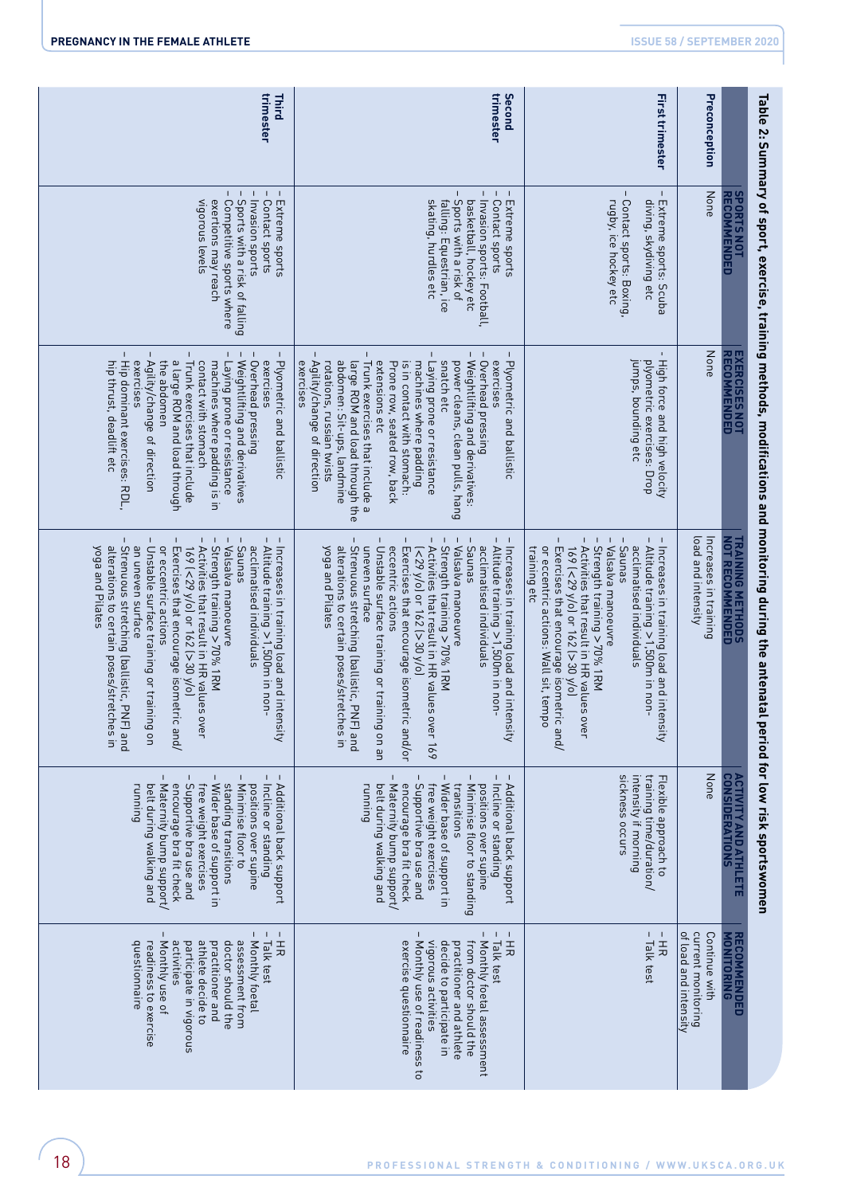**Table 2: Summary of sport, exercise, training methods, modifications and monitoring during the antenatal period for low risk sportswomen**

| | SPORTS NOT RECOMMENDED | EXERCISES NOT RECOMMENDED | TRAINING METHODS NOT RECOMMENDED | ACTIVITY AND ATHLETE CONSIDERATIONS | RECOMMENDED MONITORING |
|---|---|---|---|---|---|
| **Preconception** | None | None | Increases in training load and intensity | None | Continue with current monitoring of load and intensity |
| **First trimester** | – Extreme sports: Scuba diving, skydiving etc<br>– Contact sports: Boxing, rugby, ice hockey etc | – High force and high velocity plyometric exercises: Drop jumps, bounding etc | – Increases in training load and intensity<br>– Altitude training >1,500m in non-acclimatised individuals<br>– Saunas<br>– Valsalva manoeuvre<br>– Strength training >70% 1RM<br>– Activities that result in HR values over 169 (<29 y/o) or 162 (>30 y/o)<br>– Exercises that encourage isometric and/or eccentric actions: Wall sit, tempo training etc | Flexible approach to training time/duration/intensity if morning sickness occurs | – HR<br>– Talk test |
| **Second trimester** | – Extreme sports<br>– Contact sports<br>– Invasion sports: Football, basketball, hockey etc<br>– Sports with a risk of falling: Equestrian, ice skating, hurdles etc | – Plyometric and ballistic exercises<br>– Overhead pressing<br>– Weightlifting and derivatives: power cleans, clean pulls, hang snatch etc<br>– Laying prone or resistance machines where padding is in contact with stomach: Prone row, seated row, back extensions etc<br>– Trunk exercises that include a large ROM and load through the abdomen: Sit-ups, landmine rotations, russian twists<br>– Agility/change of direction exercises | – Increases in training load and intensity<br>– Altitude training >1,500m in non-acclimatised individuals<br>– Saunas<br>– Valsalva manoeuvre<br>– Strength training >70% 1RM<br>– Activities that result in HR values over 169 (<29 y/o) or 162 (>30 y/o)<br>– Exercises that encourage isometric and/or eccentric actions<br>– Unstable surface training or training on an uneven surface<br>– Strenuous stretching (ballistic, PNF) and alterations to certain poses/stretches in yoga and Pilates | – Additional back support<br>– Incline or standing positions over supine<br>– Minimise floor to standing transitions<br>– Wider base of support in free weight exercises<br>– Supportive bra use and encourage bra fit check<br>– Maternity bump support/belt during walking and running | – HR<br>– Talk test<br>– Monthly foetal assessment from doctor should the practitioner and athlete decide to participate in vigorous activities<br>– Monthly use of readiness to exercise questionnaire |
| **Third trimester** | – Extreme sports<br>– Contact sports<br>– Invasion sports<br>– Sports with a risk of falling<br>– Competitive sports where exertions may reach vigorous levels | – Plyometric and ballistic exercises<br>– Overhead pressing<br>– Weightlifting and derivatives<br>– Laying prone or resistance machines where padding is in contact with stomach<br>– Trunk exercises that include a large ROM and load through the abdomen<br>– Agility/change of direction exercises<br>– Hip dominant exercises: RDL, hip thrust, deadlift etc | – Increases in training load and intensity<br>– Altitude training >1,500m in non-acclimatised individuals<br>– Saunas<br>– Valsalva manoeuvre<br>– Strength training >70% 1RM<br>– Activities that result in HR values over 169 (<29 y/o) or 162 (>30 y/o)<br>– Exercises that encourage isometric and/or eccentric actions<br>– Unstable surface training or training on an uneven surface<br>– Strenuous stretching (ballistic, PNF) and alterations to certain poses/stretches in yoga and Pilates | – Additional back support<br>– Incline or standing positions over supine<br>– Minimise floor to standing transitions<br>– Wider base of support in free weight exercises<br>– Supportive bra use and encourage bra fit check<br>– Maternity bump support/belt during walking and running | – HR<br>– Talk test<br>– Monthly foetal assessment from doctor should the practitioner and athlete decide to participate in vigorous activities<br>– Monthly use of readiness to exercise questionnaire |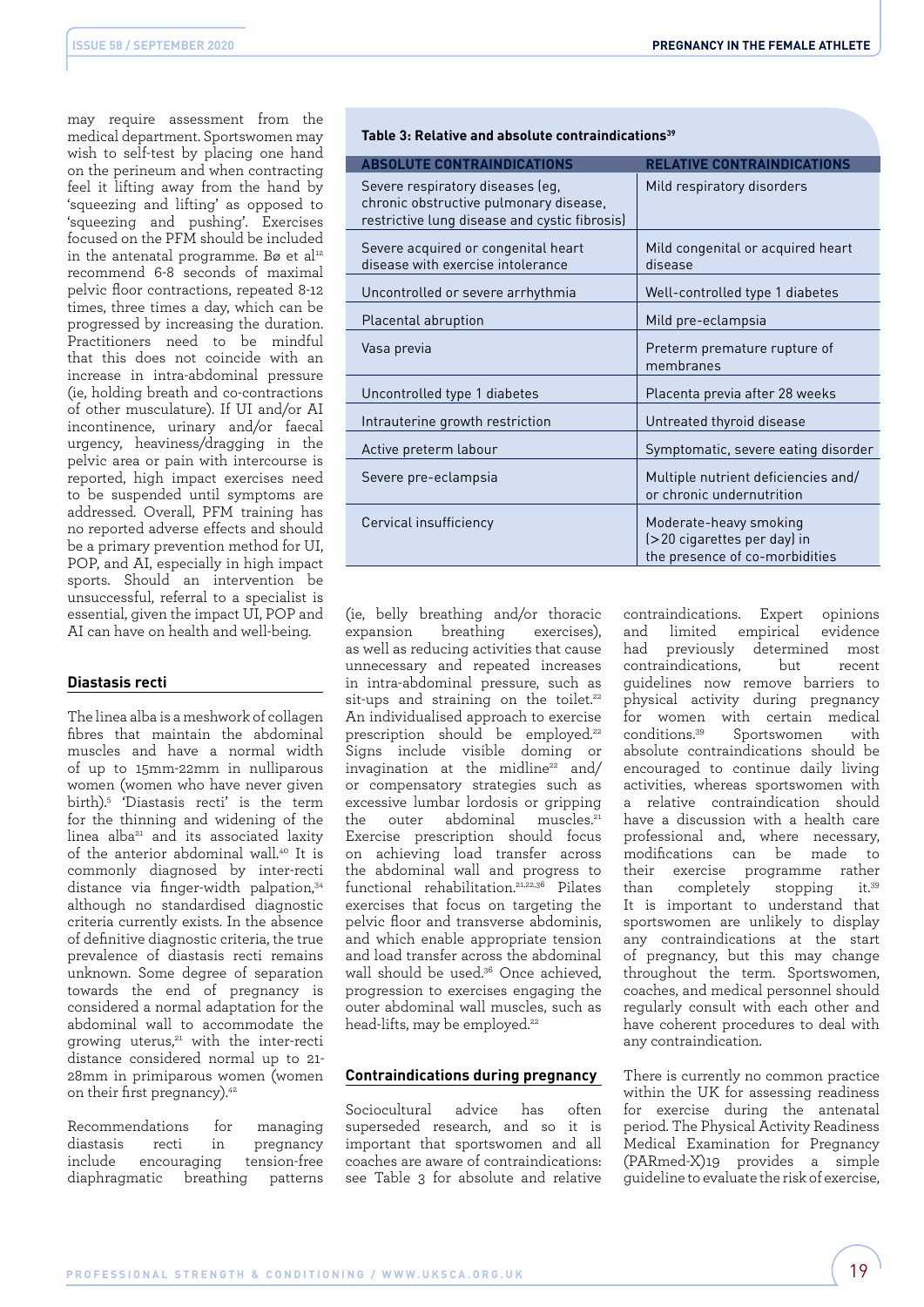may require assessment from the medical department. Sportswomen may wish to self-test by placing one hand on the perineum and when contracting feel it lifting away from the hand by 'squeezing and lifting' as opposed to 'squeezing and pushing'. Exercises focused on the PFM should be included in the antenatal programme. Bø et al[12] recommend 6-8 seconds of maximal pelvic floor contractions, repeated 8-12 times, three times a day, which can be progressed by increasing the duration. Practitioners need to be mindful that this does not coincide with an increase in intra-abdominal pressure (ie, holding breath and co-contractions of other musculature). If UI and/or AI incontinence, urinary and/or faecal urgency, heaviness/dragging in the pelvic area or pain with intercourse is reported, high impact exercises need to be suspended until symptoms are addressed. Overall, PFM training has no reported adverse effects and should be a primary prevention method for UI, POP, and AI, especially in high impact sports. Should an intervention be unsuccessful, referral to a specialist is essential, given the impact UI, POP and AI can have on health and well-being.

## Diastasis recti

The linea alba is a meshwork of collagen fibres that maintain the abdominal muscles and have a normal width of up to 15mm-22mm in nulliparous women (women who have never given birth).[5] 'Diastasis recti' is the term for the thinning and widening of the linea alba[21] and its associated laxity of the anterior abdominal wall.[40] It is commonly diagnosed by inter-recti distance via finger-width palpation,[34] although no standardised diagnostic criteria currently exists. In the absence of definitive diagnostic criteria, the true prevalence of diastasis recti remains unknown. Some degree of separation towards the end of pregnancy is considered a normal adaptation for the abdominal wall to accommodate the growing uterus,[21] with the inter-recti distance considered normal up to 21-28mm in primiparous women (women on their first pregnancy).[42]

Recommendations for managing diastasis recti in pregnancy include encouraging tension-free diaphragmatic breathing patterns (ie, belly breathing and/or thoracic expansion breathing exercises), as well as reducing activities that cause unnecessary and repeated increases in intra-abdominal pressure, such as sit-ups and straining on the toilet.[22] An individualised approach to exercise prescription should be employed.[22] Signs include visible doming or invagination at the midline[22] and/or compensatory strategies such as excessive lumbar lordosis or gripping the outer abdominal muscles.[21] Exercise prescription should focus on achieving load transfer across the abdominal wall and progress to functional rehabilitation.[21,22,36] Pilates exercises that focus on targeting the pelvic floor and transverse abdominis, and which enable appropriate tension and load transfer across the abdominal wall should be used.[36] Once achieved, progression to exercises engaging the outer abdominal wall muscles, such as head-lifts, may be employed.[22]

**Table 3: Relative and absolute contraindications[39]**

| ABSOLUTE CONTRAINDICATIONS | RELATIVE CONTRAINDICATIONS |
|---|---|
| Severe respiratory diseases (eg, chronic obstructive pulmonary disease, restrictive lung disease and cystic fibrosis) | Mild respiratory disorders |
| Severe acquired or congenital heart disease with exercise intolerance | Mild congenital or acquired heart disease |
| Uncontrolled or severe arrhythmia | Well-controlled type 1 diabetes |
| Placental abruption | Mild pre-eclampsia |
| Vasa previa | Preterm premature rupture of membranes |
| Uncontrolled type 1 diabetes | Placenta previa after 28 weeks |
| Intrauterine growth restriction | Untreated thyroid disease |
| Active preterm labour | Symptomatic, severe eating disorder |
| Severe pre-eclampsia | Multiple nutrient deficiencies and/or chronic undernutrition |
| Cervical insufficiency | Moderate-heavy smoking (>20 cigarettes per day) in the presence of co-morbidities |

## Contraindications during pregnancy

Sociocultural advice has often superseded research, and so it is important that sportswomen and all coaches are aware of contraindications: see Table 3 for absolute and relative contraindications. Expert opinions and limited empirical evidence had previously determined most contraindications, but recent guidelines now remove barriers to physical activity during pregnancy for women with certain medical conditions.[39] Sportswomen with absolute contraindications should be encouraged to continue daily living activities, whereas sportswomen with a relative contraindication should have a discussion with a health care professional and, where necessary, modifications can be made to their exercise programme rather than completely stopping it.[39] It is important to understand that sportswomen are unlikely to display any contraindications at the start of pregnancy, but this may change throughout the term. Sportswomen, coaches, and medical personnel should regularly consult with each other and have coherent procedures to deal with any contraindication.

There is currently no common practice within the UK for assessing readiness for exercise during the antenatal period. The Physical Activity Readiness Medical Examination for Pregnancy (PARmed-X)19 provides a simple guideline to evaluate the risk of exercise,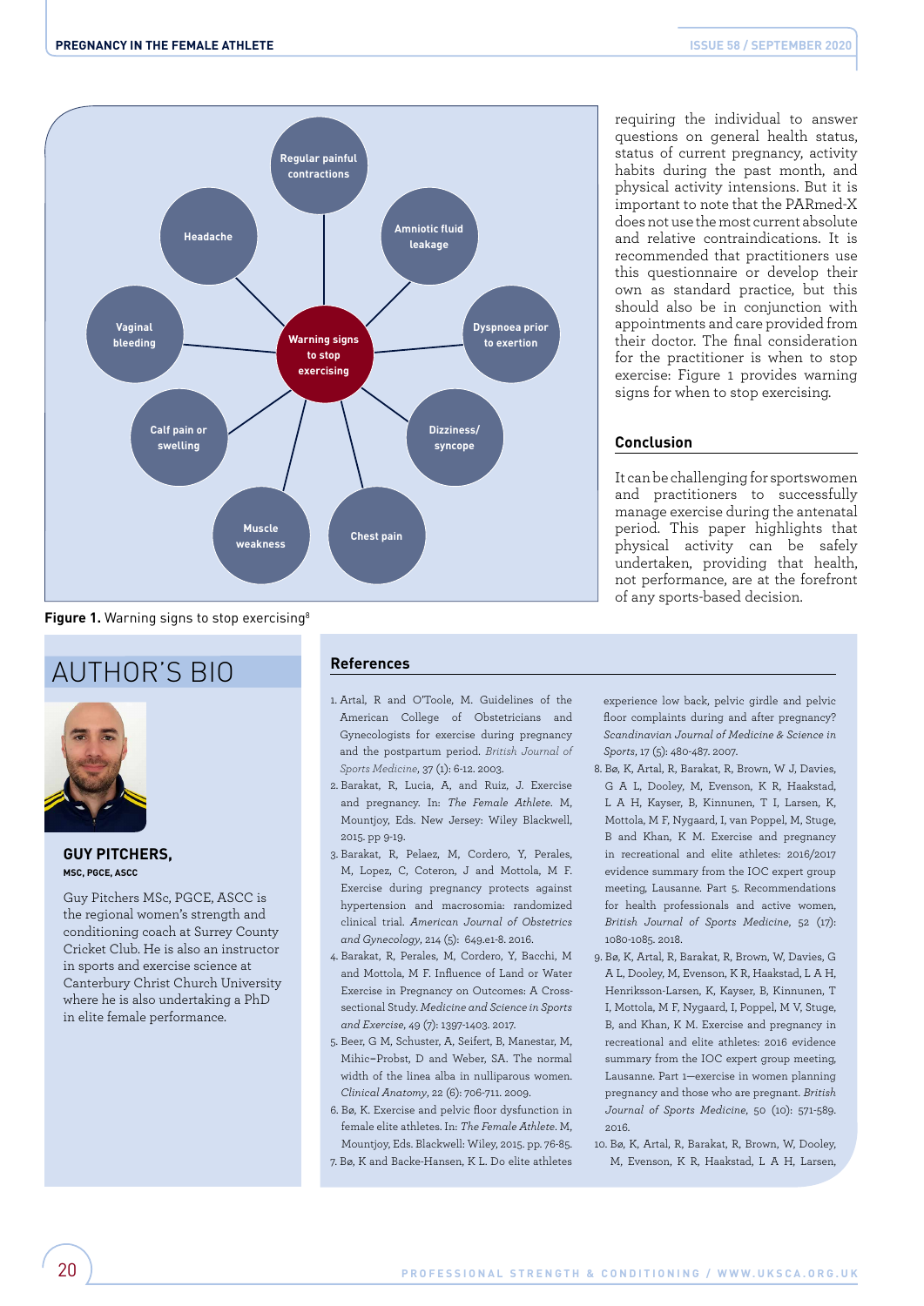Warning signs to stop exercising: Regular painful contractions; Amniotic fluid leakage; Dyspnoea prior to exertion; Dizziness/syncope; Chest pain; Muscle weakness; Calf pain or swelling; Vaginal bleeding; Headache

**Figure 1.** Warning signs to stop exercising[8]

requiring the individual to answer questions on general health status, status of current pregnancy, activity habits during the past month, and physical activity intensions. But it is important to note that the PARmed-X does not use the most current absolute and relative contraindications. It is recommended that practitioners use this questionnaire or develop their own as standard practice, but this should also be in conjunction with appointments and care provided from their doctor. The final consideration for the practitioner is when to stop exercise: Figure 1 provides warning signs for when to stop exercising.

## Conclusion

It can be challenging for sportswomen and practitioners to successfully manage exercise during the antenatal period. This paper highlights that physical activity can be safely undertaken, providing that health, not performance, are at the forefront of any sports-based decision.

## AUTHOR'S BIO

**GUY PITCHERS,**
**MSC, PGCE, ASCC**

Guy Pitchers MSc, PGCE, ASCC is the regional women's strength and conditioning coach at Surrey County Cricket Club. He is also an instructor in sports and exercise science at Canterbury Christ Church University where he is also undertaking a PhD in elite female performance.

## References

1. Artal, R and O'Toole, M. Guidelines of the American College of Obstetricians and Gynecologists for exercise during pregnancy and the postpartum period. *British Journal of Sports Medicine*, 37 (1): 6-12. 2003.
2. Barakat, R, Lucia, A, and Ruiz, J. Exercise and pregnancy. In: *The Female Athlete*. M, Mountjoy, Eds. New Jersey: Wiley Blackwell, 2015. pp 9-19.
3. Barakat, R, Pelaez, M, Cordero, Y, Perales, M, Lopez, C, Coteron, J and Mottola, M F. Exercise during pregnancy protects against hypertension and macrosomia: randomized clinical trial. *American Journal of Obstetrics and Gynecology*, 214 (5): 649.e1-8. 2016.
4. Barakat, R, Perales, M, Cordero, Y, Bacchi, M and Mottola, M F. Influence of Land or Water Exercise in Pregnancy on Outcomes: A Cross-sectional Study. *Medicine and Science in Sports and Exercise*, 49 (7): 1397-1403. 2017.
5. Beer, G M, Schuster, A, Seifert, B, Manestar, M, Mihic–Probst, D and Weber, SA. The normal width of the linea alba in nulliparous women. *Clinical Anatomy*, 22 (6): 706-711. 2009.
6. Bø, K. Exercise and pelvic floor dysfunction in female elite athletes. In: *The Female Athlete*. M, Mountjoy, Eds. Blackwell: Wiley, 2015. pp. 76-85.
7. Bø, K and Backe-Hansen, K L. Do elite athletes experience low back, pelvic girdle and pelvic floor complaints during and after pregnancy? *Scandinavian Journal of Medicine & Science in Sports*, 17 (5): 480-487. 2007.
8. Bø, K, Artal, R, Barakat, R, Brown, W J, Davies, G A L, Dooley, M, Evenson, K R, Haakstad, L A H, Kayser, B, Kinnunen, T I, Larsen, K, Mottola, M F, Nygaard, I, van Poppel, M, Stuge, B and Khan, K M. Exercise and pregnancy in recreational and elite athletes: 2016/2017 evidence summary from the IOC expert group meeting, Lausanne. Part 5. Recommendations for health professionals and active women, *British Journal of Sports Medicine*, 52 (17): 1080-1085. 2018.
9. Bø, K, Artal, R, Barakat, R, Brown, W, Davies, G A L, Dooley, M, Evenson, K R, Haakstad, L A H, Henriksson-Larsen, K, Kayser, B, Kinnunen, T I, Mottola, M F, Nygaard, I, Poppel, M V, Stuge, B, and Khan, K M. Exercise and pregnancy in recreational and elite athletes: 2016 evidence summary from the IOC expert group meeting, Lausanne. Part 1—exercise in women planning pregnancy and those who are pregnant. *British Journal of Sports Medicine*, 50 (10): 571-589. 2016.
10. Bø, K, Artal, R, Barakat, R, Brown, W, Dooley, M, Evenson, K R, Haakstad, L A H, Larsen,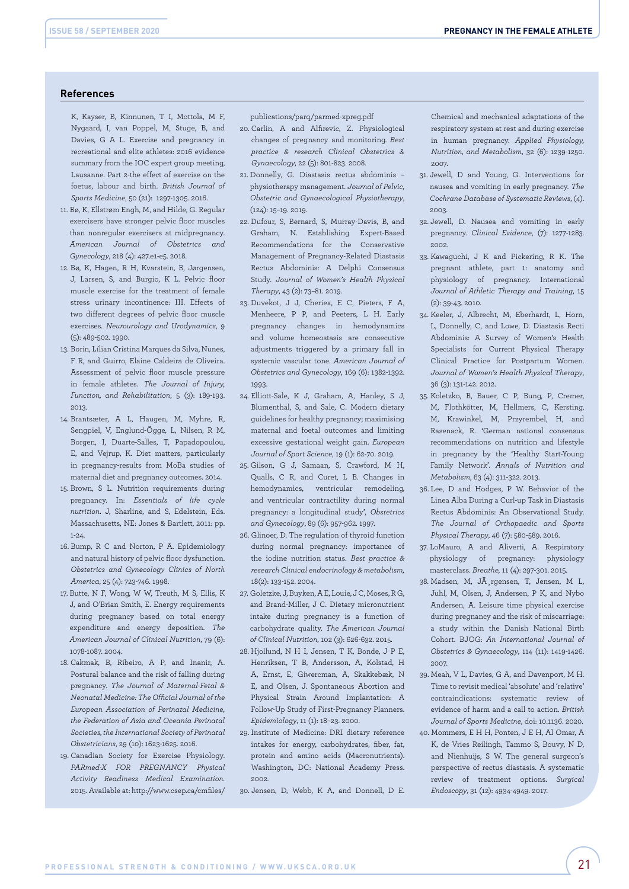## References

K, Kayser, B, Kinnunen, T I, Mottola, M F, Nygaard, I, van Poppel, M, Stuge, B, and Davies, G A L. Exercise and pregnancy in recreational and elite athletes: 2016 evidence summary from the IOC expert group meeting, Lausanne. Part 2-the effect of exercise on the foetus, labour and birth. *British Journal of Sports Medicine*, 50 (21): 1297-1305. 2016.

11. Bø, K, Ellstrøm Engh, M, and Hilde, G. Regular exercisers have stronger pelvic floor muscles than nonregular exercisers at midpregnancy. *American Journal of Obstetrics and Gynecology*, 218 (4): 427.e1-e5. 2018.
12. Bø, K, Hagen, R H, Kvarstein, B, Jørgensen, J, Larsen, S, and Burgio, K L. Pelvic floor muscle exercise for the treatment of female stress urinary incontinence: III. Effects of two different degrees of pelvic floor muscle exercises. *Neurourology and Urodynamics*, 9 (5): 489-502. 1990.
13. Borin, Lílian Cristina Marques da Silva, Nunes, F R, and Guirro, Elaine Caldeira de Oliveira. Assessment of pelvic floor muscle pressure in female athletes. *The Journal of Injury, Function, and Rehabilitation*, 5 (3): 189-193. 2013.
14. Brantsæter, A L, Haugen, M, Myhre, R, Sengpiel, V, Englund-Ögge, L, Nilsen, R M, Borgen, I, Duarte-Salles, T, Papadopoulou, E, and Vejrup, K. Diet matters, particularly in pregnancy-results from MoBa studies of maternal diet and pregnancy outcomes. 2014.
15. Brown, S L. Nutrition requirements during pregnancy. In: *Essentials of life cycle nutrition*. J, Sharline, and S, Edelstein, Eds. Massachusetts, NE: Jones & Bartlett, 2011: pp. 1-24.
16. Bump, R C and Norton, P A. Epidemiology and natural history of pelvic floor dysfunction. *Obstetrics and Gynecology Clinics of North America*, 25 (4): 723-746. 1998.
17. Butte, N F, Wong, W W, Treuth, M S, Ellis, K J, and O'Brian Smith, E. Energy requirements during pregnancy based on total energy expenditure and energy deposition. *The American Journal of Clinical Nutrition*, 79 (6): 1078-1087. 2004.
18. Cakmak, B, Ribeiro, A P, and Inanir, A. Postural balance and the risk of falling during pregnancy. *The Journal of Maternal-Fetal & Neonatal Medicine: The Official Journal of the European Association of Perinatal Medicine, the Federation of Asia and Oceania Perinatal Societies, the International Society of Perinatal Obstetricians*, 29 (10): 1623-1625. 2016.
19. Canadian Society for Exercise Physiology. *PARmed-X FOR PREGNANCY Physical Activity Readiness Medical Examination*. 2015. Available at: http://www.csep.ca/cmfiles/publications/parq/parmed-xpreg.pdf
20. Carlin, A and Alfirevic, Z. Physiological changes of pregnancy and monitoring. *Best practice & research Clinical Obstetrics & Gynaecology*, 22 (5): 801-823. 2008.
21. Donnelly, G. Diastasis rectus abdominis – physiotherapy management. *Journal of Pelvic, Obstetric and Gynaecological Physiotherapy*, (124): 15–19. 2019.
22. Dufour, S, Bernard, S, Murray-Davis, B, and Graham, N. Establishing Expert-Based Recommendations for the Conservative Management of Pregnancy-Related Diastasis Rectus Abdominis: A Delphi Consensus Study. *Journal of Women's Health Physical Therapy*, 43 (2): 73–81. 2019.
23. Duvekot, J J, Cheriex, E C, Pieters, F A, Menheere, P P, and Peeters, L H. Early pregnancy changes in hemodynamics and volume homeostasis are consecutive adjustments triggered by a primary fall in systemic vascular tone. *American Journal of Obstetrics and Gynecology*, 169 (6): 1382-1392. 1993.
24. Elliott-Sale, K J, Graham, A, Hanley, S J, Blumenthal, S, and Sale, C. Modern dietary guidelines for healthy pregnancy; maximising maternal and foetal outcomes and limiting excessive gestational weight gain. *European Journal of Sport Science*, 19 (1): 62-70. 2019.
25. Gilson, G J, Samaan, S, Crawford, M H, Qualls, C R, and Curet, L B. Changes in hemodynamics, ventricular remodeling, and ventricular contractility during normal pregnancy: a longitudinal study', *Obstetrics and Gynecology*, 89 (6): 957-962. 1997.
26. Glinoer, D. The regulation of thyroid function during normal pregnancy: importance of the iodine nutrition status. *Best practice & research Clinical endocrinology & metabolism*, 18(2): 133-152. 2004.
27. Goletzke, J, Buyken, A E, Louie, J C, Moses, R G, and Brand-Miller, J C. Dietary micronutrient intake during pregnancy is a function of carbohydrate quality. *The American Journal of Clinical Nutrition*, 102 (3): 626-632. 2015.
28. Hjollund, N H I, Jensen, T K, Bonde, J P E, Henriksen, T B, Andersson, A, Kolstad, H A, Ernst, E, Giwercman, A, Skakkebæk, N E, and Olsen, J. Spontaneous Abortion and Physical Strain Around Implantation: A Follow-Up Study of First-Pregnancy Planners. *Epidemiology*, 11 (1): 18–23. 2000.
29. Institute of Medicine: DRI dietary reference intakes for energy, carbohydrates, fiber, fat, protein and amino acids (Macronutrients). Washington, DC: National Academy Press. 2002.
30. Jensen, D, Webb, K A, and Donnell, D E. Chemical and mechanical adaptations of the respiratory system at rest and during exercise in human pregnancy. *Applied Physiology, Nutrition, and Metabolism*, 32 (6): 1239-1250. 2007.
31. Jewell, D and Young, G. Interventions for nausea and vomiting in early pregnancy. *The Cochrane Database of Systematic Reviews*, (4). 2003.
32. Jewell, D. Nausea and vomiting in early pregnancy. *Clinical Evidence*, (7): 1277-1283. 2002.
33. Kawaguchi, J K and Pickering, R K. The pregnant athlete, part 1: anatomy and physiology of pregnancy. *International Journal of Athletic Therapy and Training*, 15 (2): 39-43. 2010.
34. Keeler, J, Albrecht, M, Eberhardt, L, Horn, L, Donnelly, C, and Lowe, D. Diastasis Recti Abdominis: A Survey of Women's Health Specialists for Current Physical Therapy Clinical Practice for Postpartum Women. *Journal of Women's Health Physical Therapy*, 36 (3): 131-142. 2012.
35. Koletzko, B, Bauer, C P, Bung, P, Cremer, M, Flothkötter, M, Hellmers, C, Kersting, M, Krawinkel, M, Przyrembel, H, and Rasenack, R. 'German national consensus recommendations on nutrition and lifestyle in pregnancy by the 'Healthy Start-Young Family Network'. *Annals of Nutrition and Metabolism*, 63 (4): 311-322. 2013.
36. Lee, D and Hodges, P W. Behavior of the Linea Alba During a Curl-up Task in Diastasis Rectus Abdominis: An Observational Study. *The Journal of Orthopaedic and Sports Physical Therapy*, 46 (7): 580-589. 2016.
37. LoMauro, A and Aliverti, A. Respiratory physiology of pregnancy: physiology masterclass. *Breathe*, 11 (4): 297-301. 2015.
38. Madsen, M, JÃ¸rgensen, T, Jensen, M L, Juhl, M, Olsen, J, Andersen, P K, and Nybo Andersen, A. Leisure time physical exercise during pregnancy and the risk of miscarriage: a study within the Danish National Birth Cohort. BJOG: *An International Journal of Obstetrics & Gynaecology*, 114 (11): 1419-1426. 2007.
39. Meah, V L, Davies, G A, and Davenport, M H. Time to revisit medical 'absolute' and 'relative' contraindications: systematic review of evidence of harm and a call to action. *British Journal of Sports Medicine*, doi: 10.1136. 2020.
40. Mommers, E H H, Ponten, J E H, Al Omar, A K, de Vries Reilingh, Tammo S, Bouvy, N D, and Nienhuijs, S W. The general surgeon's perspective of rectus diastasis. A systematic review of treatment options. *Surgical Endoscopy*, 31 (12): 4934-4949. 2017.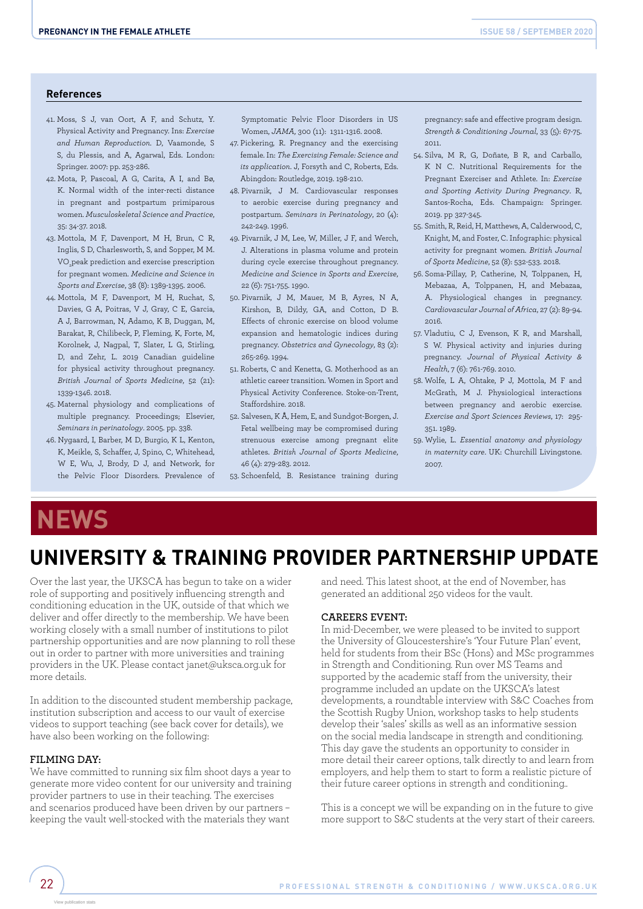### References

41. Moss, S J, van Oort, A F, and Schutz, Y. Physical Activity and Pregnancy. Ins: *Exercise and Human Reproduction*. D, Vaamonde, S S, du Plessis, and A, Agarwal, Eds. London: Springer. 2007: pp. 253-286.
42. Mota, P, Pascoal, A G, Carita, A I, and Bø, K. Normal width of the inter-recti distance in pregnant and postpartum primiparous women. *Musculoskeletal Science and Practice*, 35: 34-37. 2018.
43. Mottola, M F, Davenport, M H, Brun, C R, Inglis, S D, Charlesworth, S, and Sopper, M M. $VO_2$peak prediction and exercise prescription for pregnant women. *Medicine and Science in Sports and Exercise*, 38 (8): 1389-1395. 2006.
44. Mottola, M F, Davenport, M H, Ruchat, S, Davies, G A, Poitras, V J, Gray, C E, Garcia, A J, Barrowman, N, Adamo, K B, Duggan, M, Barakat, R, Chilibeck, P, Fleming, K, Forte, M, Korolnek, J, Nagpal, T, Slater, L G, Stirling, D, and Zehr, L. 2019 Canadian guideline for physical activity throughout pregnancy. *British Journal of Sports Medicine*, 52 (21): 1339-1346. 2018.
45. Maternal physiology and complications of multiple pregnancy. Proceedings; Elsevier, *Seminars in perinatology*. 2005. pp. 338.
46. Nygaard, I, Barber, M D, Burgio, K L, Kenton, K, Meikle, S, Schaffer, J, Spino, C, Whitehead, W E, Wu, J, Brody, D J, and Network, for the Pelvic Floor Disorders. Prevalence of Symptomatic Pelvic Floor Disorders in US Women, *JAMA*, 300 (11): 1311-1316. 2008.
47. Pickering, R. Pregnancy and the exercising female. In: *The Exercising Female: Science and its application*. J, Forsyth and C, Roberts, Eds. Abingdon: Routledge, 2019. 198-210.
48. Pivarnik, J M. Cardiovascular responses to aerobic exercise during pregnancy and postpartum. *Seminars in Perinatology*, 20 (4): 242-249. 1996.
49. Pivarnik, J M, Lee, W, Miller, J F, and Werch, J. Alterations in plasma volume and protein during cycle exercise throughout pregnancy. *Medicine and Science in Sports and Exercise*, 22 (6): 751-755. 1990.
50. Pivarnik, J M, Mauer, M B, Ayres, N A, Kirshon, B, Dildy, GA, and Cotton, D B. Effects of chronic exercise on blood volume expansion and hematologic indices during pregnancy. *Obstetrics and Gynecology*, 83 (2): 265-269. 1994.
51. Roberts, C and Kenetta, G. Motherhood as an athletic career transition. Women in Sport and Physical Activity Conference. Stoke-on-Trent, Staffordshire. 2018.
52. Salvesen, K Å, Hem, E, and Sundgot-Borgen, J. Fetal wellbeing may be compromised during strenuous exercise among pregnant elite athletes. *British Journal of Sports Medicine*, 46 (4): 279-283. 2012.
53. Schoenfeld, B. Resistance training during pregnancy: safe and effective program design. *Strength & Conditioning Journal*, 33 (5): 67-75. 2011.
54. Silva, M R, G, Doñate, B R, and Carballo, K N C. Nutritional Requirements for the Pregnant Exerciser and Athlete. In: *Exercise and Sporting Activity During Pregnancy*. R, Santos-Rocha, Eds. Champaign: Springer. 2019. pp 327-345.
55. Smith, R, Reid, H, Matthews, A, Calderwood, C, Knight, M, and Foster, C. Infographic: physical activity for pregnant women. *British Journal of Sports Medicine*, 52 (8): 532-533. 2018.
56. Soma-Pillay, P, Catherine, N, Tolppanen, H, Mebazaa, A, Tolppanen, H, and Mebazaa, A. Physiological changes in pregnancy. *Cardiovascular Journal of Africa*, 27 (2): 89-94. 2016.
57. Vladutiu, C J, Evenson, K R, and Marshall, S W. Physical activity and injuries during pregnancy. *Journal of Physical Activity & Health*, 7 (6): 761-769. 2010.
58. Wolfe, L A, Ohtake, P J, Mottola, M F and McGrath, M J. Physiological interactions between pregnancy and aerobic exercise. *Exercise and Sport Sciences Reviews*, 17: 295-351. 1989.
59. Wylie, L. *Essential anatomy and physiology in maternity care*. UK: Churchill Livingstone. 2007.

# NEWS

## UNIVERSITY & TRAINING PROVIDER PARTNERSHIP UPDATE

Over the last year, the UKSCA has begun to take on a wider role of supporting and positively influencing strength and conditioning education in the UK, outside of that which we deliver and offer directly to the membership. We have been working closely with a small number of institutions to pilot partnership opportunities and are now planning to roll these out in order to partner with more universities and training providers in the UK. Please contact janet@uksca.org.uk for more details.

In addition to the discounted student membership package, institution subscription and access to our vault of exercise videos to support teaching (see back cover for details), we have also been working on the following:

### FILMING DAY:

We have committed to running six film shoot days a year to generate more video content for our university and training provider partners to use in their teaching. The exercises and scenarios produced have been driven by our partners – keeping the vault well-stocked with the materials they want and need. This latest shoot, at the end of November, has generated an additional 250 videos for the vault.

### CAREERS EVENT:

In mid-December, we were pleased to be invited to support the University of Gloucestershire's 'Your Future Plan' event, held for students from their BSc (Hons) and MSc programmes in Strength and Conditioning. Run over MS Teams and supported by the academic staff from the university, their programme included an update on the UKSCA's latest developments, a roundtable interview with S&C Coaches from the Scottish Rugby Union, workshop tasks to help students develop their 'sales' skills as well as an informative session on the social media landscape in strength and conditioning. This day gave the students an opportunity to consider in more detail their career options, talk directly to and learn from employers, and help them to start to form a realistic picture of their future career options in strength and conditioning..

This is a concept we will be expanding on in the future to give more support to S&C students at the very start of their careers.